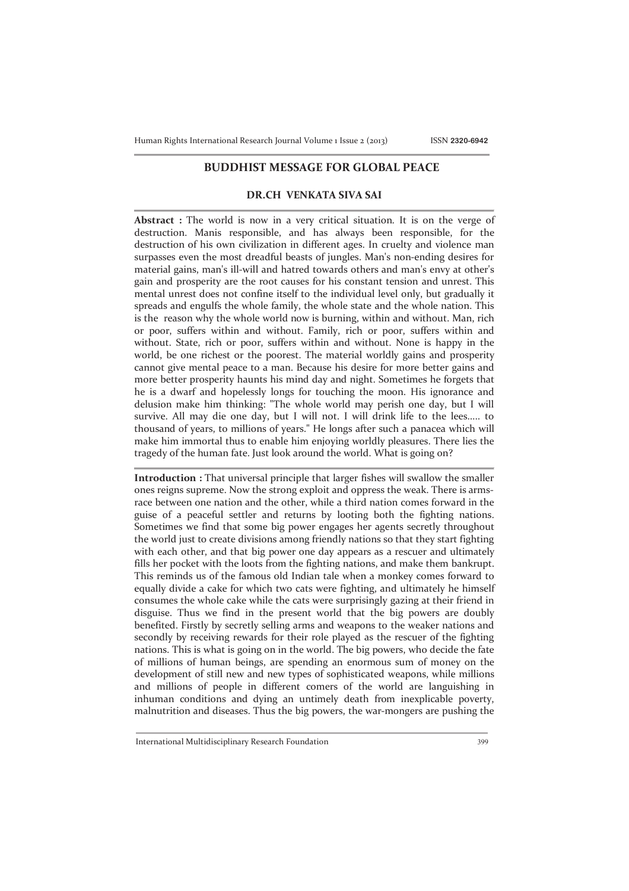# BUDDHIST MESSAGE FOR GLOBAL PEACE

**DR.CH VENKATA SIVA SAI**

**Abstract :** The world is now in a very critical situation. It is on the verge of destruction. Manis responsible, and has always been responsible, for the destruction of his own civilization in different ages. In cruelty and violence man surpasses even the most dreadful beasts of jungles. Man's non-ending desires for material gains, man's ill-will and hatred towards others and man's envy at other's gain and prosperity are the root causes for his constant tension and unrest. This mental unrest does not confine itself to the individual level only, but gradually it spreads and engulfs the whole family, the whole state and the whole nation. This is the reason why the whole world now is burning, within and without. Man, rich or poor, suffers within and without. Family, rich or poor, suffers within and without. State, rich or poor, suffers within and without. None is happy in the world, be one richest or the poorest. The material worldly gains and prosperity cannot give mental peace to a man. Because his desire for more better gains and more better prosperity haunts his mind day and night. Sometimes he forgets that he is a dwarf and hopelessly longs for touching the moon. His ignorance and delusion make him thinking: "The whole world may perish one day, but I will survive. All may die one day, but I will not. I will drink life to the lees..... to thousand of years, to millions of years." He longs after such a panacea which will make him immortal thus to enable him enjoying worldly pleasures. There lies the tragedy of the human fate. Just look around the world. What is going on?

**Introduction :** That universal principle that larger fishes will swallow the smaller ones reigns supreme. Now the strong exploit and oppress the weak. There is arms-race between one nation and the other, while a third nation comes forward in the guise of a peaceful settler and returns by looting both the fighting nations. Sometimes we find that some big power engages her agents secretly throughout the world just to create divisions among friendly nations so that they start fighting with each other, and that big power one day appears as a rescuer and ultimately fills her pocket with the loots from the fighting nations, and make them bankrupt. This reminds us of the famous old Indian tale when a monkey comes forward to equally divide a cake for which two cats were fighting, and ultimately he himself consumes the whole cake while the cats were surprisingly gazing at their friend in disguise. Thus we find in the present world that the big powers are doubly benefited. Firstly by secretly selling arms and weapons to the weaker nations and secondly by receiving rewards for their role played as the rescuer of the fighting nations. This is what is going on in the world. The big powers, who decide the fate of millions of human beings, are spending an enormous sum of money on the development of still new and new types of sophisticated weapons, while millions and millions of people in different comers of the world are languishing in inhuman conditions and dying an untimely death from inexplicable poverty, malnutrition and diseases. Thus the big powers, the war-mongers are pushing the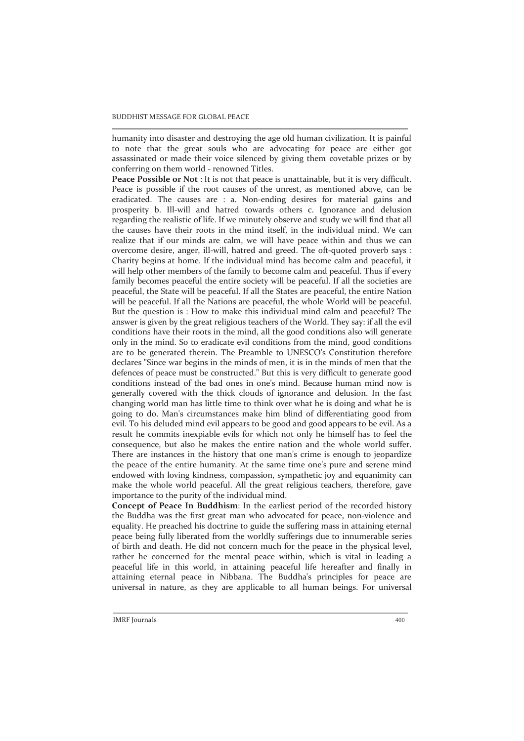humanity into disaster and destroying the age old human civilization. It is painful to note that the great souls who are advocating for peace are either got assassinated or made their voice silenced by giving them covetable prizes or by conferring on them world - renowned Titles.

**Peace Possible or Not** : It is not that peace is unattainable, but it is very difficult. Peace is possible if the root causes of the unrest, as mentioned above, can be eradicated. The causes are : a. Non-ending desires for material gains and prosperity b. Ill-will and hatred towards others c. Ignorance and delusion regarding the realistic of life. If we minutely observe and study we will find that all the causes have their roots in the mind itself, in the individual mind. We can realize that if our minds are calm, we will have peace within and thus we can overcome desire, anger, ill-will, hatred and greed. The oft-quoted proverb says : Charity begins at home. If the individual mind has become calm and peaceful, it will help other members of the family to become calm and peaceful. Thus if every family becomes peaceful the entire society will be peaceful. If all the societies are peaceful, the State will be peaceful. If all the States are peaceful, the entire Nation will be peaceful. If all the Nations are peaceful, the whole World will be peaceful. But the question is : How to make this individual mind calm and peaceful? The answer is given by the great religious teachers of the World. They say: if all the evil conditions have their roots in the mind, all the good conditions also will generate only in the mind. So to eradicate evil conditions from the mind, good conditions are to be generated therein. The Preamble to UNESCO's Constitution therefore declares "Since war begins in the minds of men, it is in the minds of men that the defences of peace must be constructed." But this is very difficult to generate good conditions instead of the bad ones in one's mind. Because human mind now is generally covered with the thick clouds of ignorance and delusion. In the fast changing world man has little time to think over what he is doing and what he is going to do. Man's circumstances make him blind of differentiating good from evil. To his deluded mind evil appears to be good and good appears to be evil. As a result he commits inexpiable evils for which not only he himself has to feel the consequence, but also he makes the entire nation and the whole world suffer. There are instances in the history that one man's crime is enough to jeopardize the peace of the entire humanity. At the same time one's pure and serene mind endowed with loving kindness, compassion, sympathetic joy and equanimity can make the whole world peaceful. All the great religious teachers, therefore, gave importance to the purity of the individual mind.

**Concept of Peace In Buddhism**: In the earliest period of the recorded history the Buddha was the first great man who advocated for peace, non-violence and equality. He preached his doctrine to guide the suffering mass in attaining eternal peace being fully liberated from the worldly sufferings due to innumerable series of birth and death. He did not concern much for the peace in the physical level, rather he concerned for the mental peace within, which is vital in leading a peaceful life in this world, in attaining peaceful life hereafter and finally in attaining eternal peace in Nibbana. The Buddha's principles for peace are universal in nature, as they are applicable to all human beings. For universal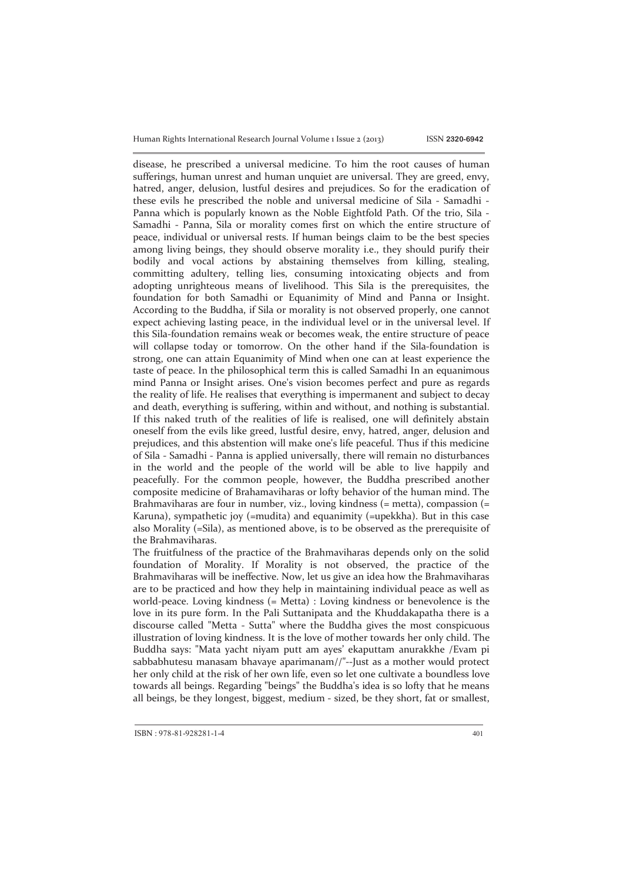disease, he prescribed a universal medicine. To him the root causes of human sufferings, human unrest and human unquiet are universal. They are greed, envy, hatred, anger, delusion, lustful desires and prejudices. So for the eradication of these evils he prescribed the noble and universal medicine of Sila - Samadhi - Panna which is popularly known as the Noble Eightfold Path. Of the trio, Sila - Samadhi - Panna, Sila or morality comes first on which the entire structure of peace, individual or universal rests. If human beings claim to be the best species among living beings, they should observe morality i.e., they should purify their bodily and vocal actions by abstaining themselves from killing, stealing, committing adultery, telling lies, consuming intoxicating objects and from adopting unrighteous means of livelihood. This Sila is the prerequisites, the foundation for both Samadhi or Equanimity of Mind and Panna or Insight. According to the Buddha, if Sila or morality is not observed properly, one cannot expect achieving lasting peace, in the individual level or in the universal level. If this Sila-foundation remains weak or becomes weak, the entire structure of peace will collapse today or tomorrow. On the other hand if the Sila-foundation is strong, one can attain Equanimity of Mind when one can at least experience the taste of peace. In the philosophical term this is called Samadhi In an equanimous mind Panna or Insight arises. One's vision becomes perfect and pure as regards the reality of life. He realises that everything is impermanent and subject to decay and death, everything is suffering, within and without, and nothing is substantial. If this naked truth of the realities of life is realised, one will definitely abstain oneself from the evils like greed, lustful desire, envy, hatred, anger, delusion and prejudices, and this abstention will make one's life peaceful. Thus if this medicine of Sila - Samadhi - Panna is applied universally, there will remain no disturbances in the world and the people of the world will be able to live happily and peacefully. For the common people, however, the Buddha prescribed another composite medicine of Brahamaviharas or lofty behavior of the human mind. The Brahmaviharas are four in number, viz., loving kindness (= metta), compassion (= Karuna), sympathetic joy (=mudita) and equanimity (=upekkha). But in this case also Morality (=Sila), as mentioned above, is to be observed as the prerequisite of the Brahmaviharas.

The fruitfulness of the practice of the Brahmaviharas depends only on the solid foundation of Morality. If Morality is not observed, the practice of the Brahmaviharas will be ineffective. Now, let us give an idea how the Brahmaviharas are to be practiced and how they help in maintaining individual peace as well as world-peace. Loving kindness (= Metta) : Loving kindness or benevolence is the love in its pure form. In the Pali Suttanipata and the Khuddakapatha there is a discourse called "Metta - Sutta" where the Buddha gives the most conspicuous illustration of loving kindness. It is the love of mother towards her only child. The Buddha says: "Mata yacht niyam putt am ayes' ekaputtam anurakkhe /Evam pi sabbabhutesu manasam bhavaye aparimanam//"--Just as a mother would protect her only child at the risk of her own life, even so let one cultivate a boundless love towards all beings. Regarding "beings" the Buddha's idea is so lofty that he means all beings, be they longest, biggest, medium - sized, be they short, fat or smallest,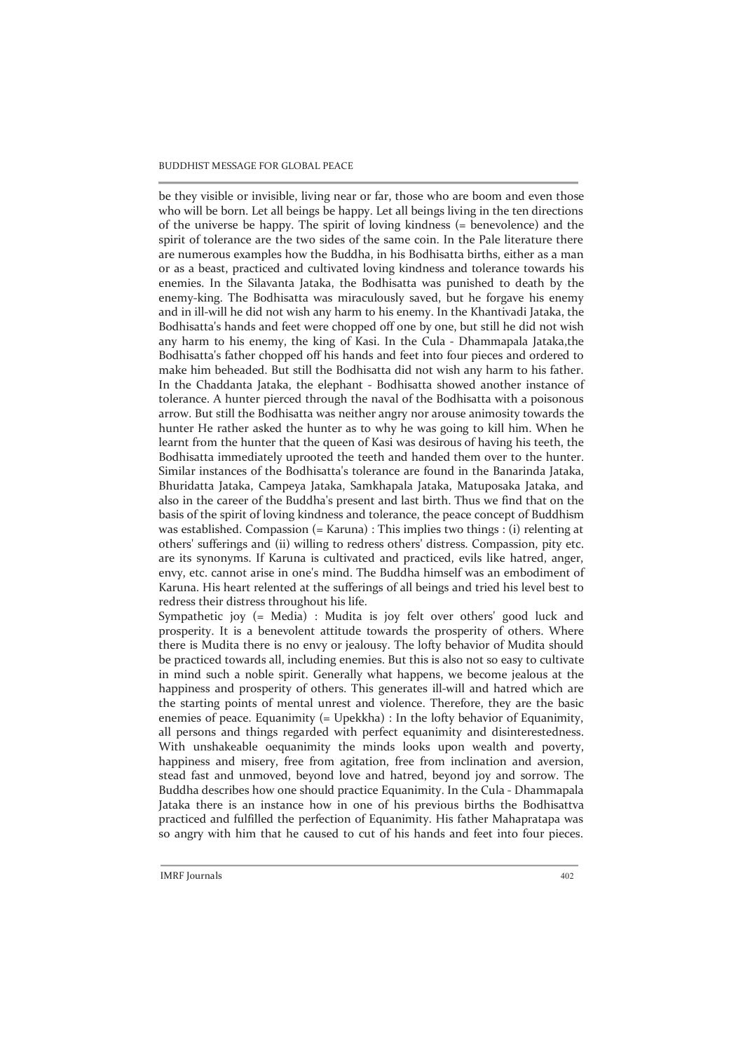be they visible or invisible, living near or far, those who are boom and even those who will be born. Let all beings be happy. Let all beings living in the ten directions of the universe be happy. The spirit of loving kindness (= benevolence) and the spirit of tolerance are the two sides of the same coin. In the Pale literature there are numerous examples how the Buddha, in his Bodhisatta births, either as a man or as a beast, practiced and cultivated loving kindness and tolerance towards his enemies. In the Silavanta Jataka, the Bodhisatta was punished to death by the enemy-king. The Bodhisatta was miraculously saved, but he forgave his enemy and in ill-will he did not wish any harm to his enemy. In the Khantivadi Jataka, the Bodhisatta's hands and feet were chopped off one by one, but still he did not wish any harm to his enemy, the king of Kasi. In the Cula - Dhammapala Jataka,the Bodhisatta's father chopped off his hands and feet into four pieces and ordered to make him beheaded. But still the Bodhisatta did not wish any harm to his father. In the Chaddanta Jataka, the elephant - Bodhisatta showed another instance of tolerance. A hunter pierced through the naval of the Bodhisatta with a poisonous arrow. But still the Bodhisatta was neither angry nor arouse animosity towards the hunter He rather asked the hunter as to why he was going to kill him. When he learnt from the hunter that the queen of Kasi was desirous of having his teeth, the Bodhisatta immediately uprooted the teeth and handed them over to the hunter. Similar instances of the Bodhisatta's tolerance are found in the Banarinda Jataka, Bhuridatta Jataka, Campeya Jataka, Samkhapala Jataka, Matuposaka Jataka, and also in the career of the Buddha's present and last birth. Thus we find that on the basis of the spirit of loving kindness and tolerance, the peace concept of Buddhism was established. Compassion (= Karuna) : This implies two things : (i) relenting at others' sufferings and (ii) willing to redress others' distress. Compassion, pity etc. are its synonyms. If Karuna is cultivated and practiced, evils like hatred, anger, envy, etc. cannot arise in one's mind. The Buddha himself was an embodiment of Karuna. His heart relented at the sufferings of all beings and tried his level best to redress their distress throughout his life.

Sympathetic joy (= Media) : Mudita is joy felt over others' good luck and prosperity. It is a benevolent attitude towards the prosperity of others. Where there is Mudita there is no envy or jealousy. The lofty behavior of Mudita should be practiced towards all, including enemies. But this is also not so easy to cultivate in mind such a noble spirit. Generally what happens, we become jealous at the happiness and prosperity of others. This generates ill-will and hatred which are the starting points of mental unrest and violence. Therefore, they are the basic enemies of peace. Equanimity (= Upekkha) : In the lofty behavior of Equanimity, all persons and things regarded with perfect equanimity and disinterestedness. With unshakeable oequanimity the minds looks upon wealth and poverty, happiness and misery, free from agitation, free from inclination and aversion, stead fast and unmoved, beyond love and hatred, beyond joy and sorrow. The Buddha describes how one should practice Equanimity. In the Cula - Dhammapala Jataka there is an instance how in one of his previous births the Bodhisattva practiced and fulfilled the perfection of Equanimity. His father Mahapratapa was so angry with him that he caused to cut of his hands and feet into four pieces.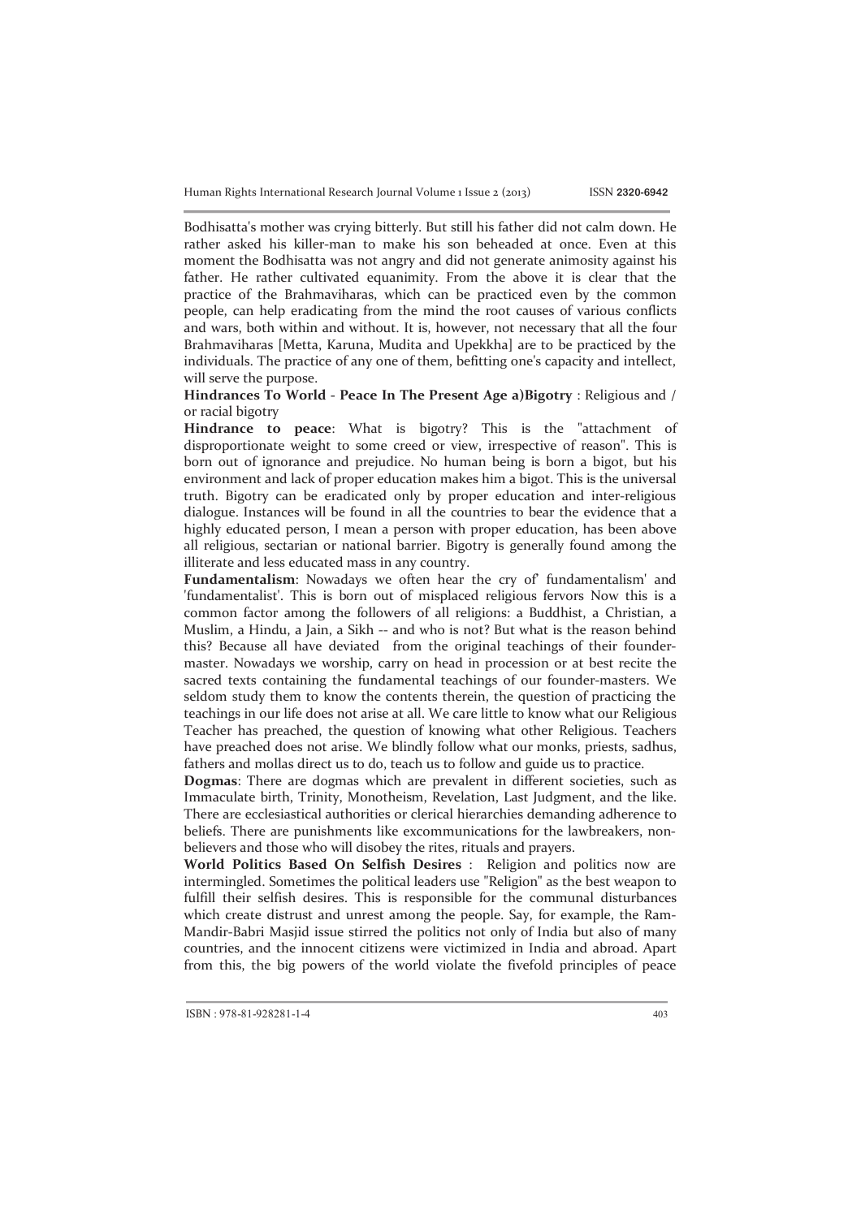Bodhisatta's mother was crying bitterly. But still his father did not calm down. He rather asked his killer-man to make his son beheaded at once. Even at this moment the Bodhisatta was not angry and did not generate animosity against his father. He rather cultivated equanimity. From the above it is clear that the practice of the Brahmaviharas, which can be practiced even by the common people, can help eradicating from the mind the root causes of various conflicts and wars, both within and without. It is, however, not necessary that all the four Brahmaviharas [Metta, Karuna, Mudita and Upekkha] are to be practiced by the individuals. The practice of any one of them, befitting one's capacity and intellect, will serve the purpose.

**Hindrances To World - Peace In The Present Age a)Bigotry** : Religious and / or racial bigotry

**Hindrance to peace**: What is bigotry? This is the "attachment of disproportionate weight to some creed or view, irrespective of reason". This is born out of ignorance and prejudice. No human being is born a bigot, but his environment and lack of proper education makes him a bigot. This is the universal truth. Bigotry can be eradicated only by proper education and inter-religious dialogue. Instances will be found in all the countries to bear the evidence that a highly educated person, I mean a person with proper education, has been above all religious, sectarian or national barrier. Bigotry is generally found among the illiterate and less educated mass in any country.

**Fundamentalism**: Nowadays we often hear the cry of' fundamentalism' and 'fundamentalist'. This is born out of misplaced religious fervors Now this is a common factor among the followers of all religions: a Buddhist, a Christian, a Muslim, a Hindu, a Jain, a Sikh -- and who is not? But what is the reason behind this? Because all have deviated from the original teachings of their founder-master. Nowadays we worship, carry on head in procession or at best recite the sacred texts containing the fundamental teachings of our founder-masters. We seldom study them to know the contents therein, the question of practicing the teachings in our life does not arise at all. We care little to know what our Religious Teacher has preached, the question of knowing what other Religious. Teachers have preached does not arise. We blindly follow what our monks, priests, sadhus, fathers and mollas direct us to do, teach us to follow and guide us to practice.

**Dogmas**: There are dogmas which are prevalent in different societies, such as Immaculate birth, Trinity, Monotheism, Revelation, Last Judgment, and the like. There are ecclesiastical authorities or clerical hierarchies demanding adherence to beliefs. There are punishments like excommunications for the lawbreakers, non-believers and those who will disobey the rites, rituals and prayers.

**World Politics Based On Selfish Desires** : Religion and politics now are intermingled. Sometimes the political leaders use "Religion" as the best weapon to fulfill their selfish desires. This is responsible for the communal disturbances which create distrust and unrest among the people. Say, for example, the Ram-Mandir-Babri Masjid issue stirred the politics not only of India but also of many countries, and the innocent citizens were victimized in India and abroad. Apart from this, the big powers of the world violate the fivefold principles of peace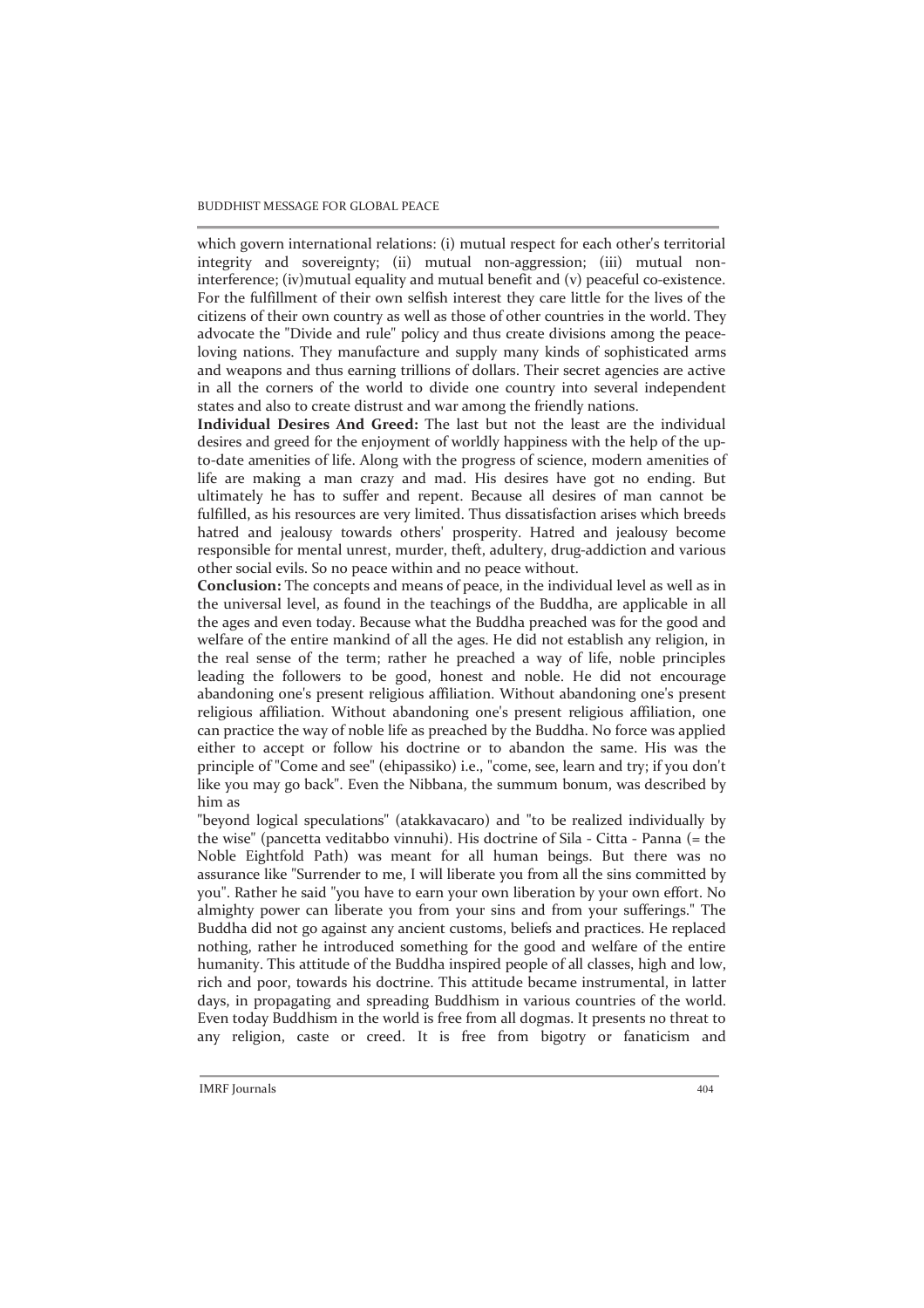which govern international relations: (i) mutual respect for each other's territorial integrity and sovereignty; (ii) mutual non-aggression; (iii) mutual non-interference; (iv)mutual equality and mutual benefit and (v) peaceful co-existence. For the fulfillment of their own selfish interest they care little for the lives of the citizens of their own country as well as those of other countries in the world. They advocate the "Divide and rule" policy and thus create divisions among the peace-loving nations. They manufacture and supply many kinds of sophisticated arms and weapons and thus earning trillions of dollars. Their secret agencies are active in all the corners of the world to divide one country into several independent states and also to create distrust and war among the friendly nations.

**Individual Desires And Greed:** The last but not the least are the individual desires and greed for the enjoyment of worldly happiness with the help of the up-to-date amenities of life. Along with the progress of science, modern amenities of life are making a man crazy and mad. His desires have got no ending. But ultimately he has to suffer and repent. Because all desires of man cannot be fulfilled, as his resources are very limited. Thus dissatisfaction arises which breeds hatred and jealousy towards others' prosperity. Hatred and jealousy become responsible for mental unrest, murder, theft, adultery, drug-addiction and various other social evils. So no peace within and no peace without.

**Conclusion:** The concepts and means of peace, in the individual level as well as in the universal level, as found in the teachings of the Buddha, are applicable in all the ages and even today. Because what the Buddha preached was for the good and welfare of the entire mankind of all the ages. He did not establish any religion, in the real sense of the term; rather he preached a way of life, noble principles leading the followers to be good, honest and noble. He did not encourage abandoning one's present religious affiliation. Without abandoning one's present religious affiliation. Without abandoning one's present religious affiliation, one can practice the way of noble life as preached by the Buddha. No force was applied either to accept or follow his doctrine or to abandon the same. His was the principle of "Come and see" (ehipassiko) i.e., "come, see, learn and try; if you don't like you may go back". Even the Nibbana, the summum bonum, was described by him as

"beyond logical speculations" (atakkavacaro) and "to be realized individually by the wise" (pancetta veditabbo vinnuhi). His doctrine of Sila - Citta - Panna (= the Noble Eightfold Path) was meant for all human beings. But there was no assurance like "Surrender to me, I will liberate you from all the sins committed by you". Rather he said "you have to earn your own liberation by your own effort. No almighty power can liberate you from your sins and from your sufferings." The Buddha did not go against any ancient customs, beliefs and practices. He replaced nothing, rather he introduced something for the good and welfare of the entire humanity. This attitude of the Buddha inspired people of all classes, high and low, rich and poor, towards his doctrine. This attitude became instrumental, in latter days, in propagating and spreading Buddhism in various countries of the world. Even today Buddhism in the world is free from all dogmas. It presents no threat to any religion, caste or creed. It is free from bigotry or fanaticism and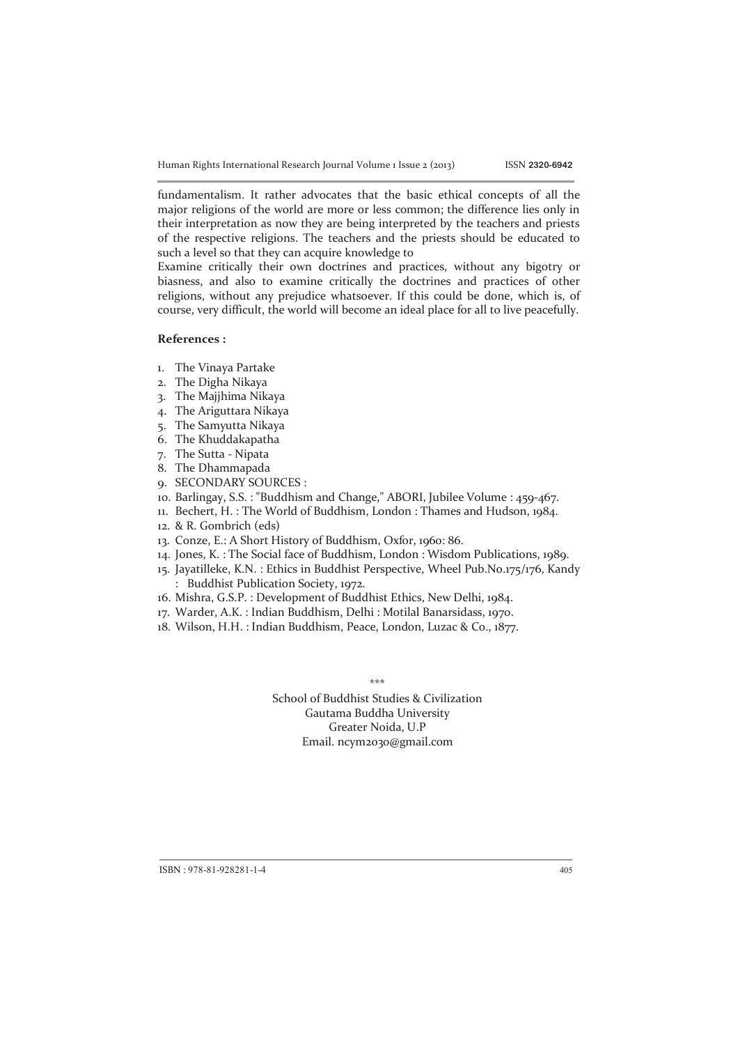fundamentalism. It rather advocates that the basic ethical concepts of all the major religions of the world are more or less common; the difference lies only in their interpretation as now they are being interpreted by the teachers and priests of the respective religions. The teachers and the priests should be educated to such a level so that they can acquire knowledge to

Examine critically their own doctrines and practices, without any bigotry or biasness, and also to examine critically the doctrines and practices of other religions, without any prejudice whatsoever. If this could be done, which is, of course, very difficult, the world will become an ideal place for all to live peacefully.

**References :**

1. The Vinaya Partake
2. The Digha Nikaya
3. The Majjhima Nikaya
4. The Ariguttara Nikaya
5. The Samyutta Nikaya
6. The Khuddakapatha
7. The Sutta - Nipata
8. The Dhammapada
9. SECONDARY SOURCES :
10. Barlingay, S.S. : "Buddhism and Change," ABORI, Jubilee Volume : 459-467.
11. Bechert, H. : The World of Buddhism, London : Thames and Hudson, 1984.
12. & R. Gombrich (eds)
13. Conze, E.: A Short History of Buddhism, Oxfor, 1960: 86.
14. Jones, K. : The Social face of Buddhism, London : Wisdom Publications, 1989.
15. Jayatilleke, K.N. : Ethics in Buddhist Perspective, Wheel Pub.No.175/176, Kandy : Buddhist Publication Society, 1972.
16. Mishra, G.S.P. : Development of Buddhist Ethics, New Delhi, 1984.
17. Warder, A.K. : Indian Buddhism, Delhi : Motilal Banarsidass, 1970.
18. Wilson, H.H. : Indian Buddhism, Peace, London, Luzac & Co., 1877.

***

School of Buddhist Studies & Civilization
Gautama Buddha University
Greater Noida, U.P
Email. ncym2030@gmail.com